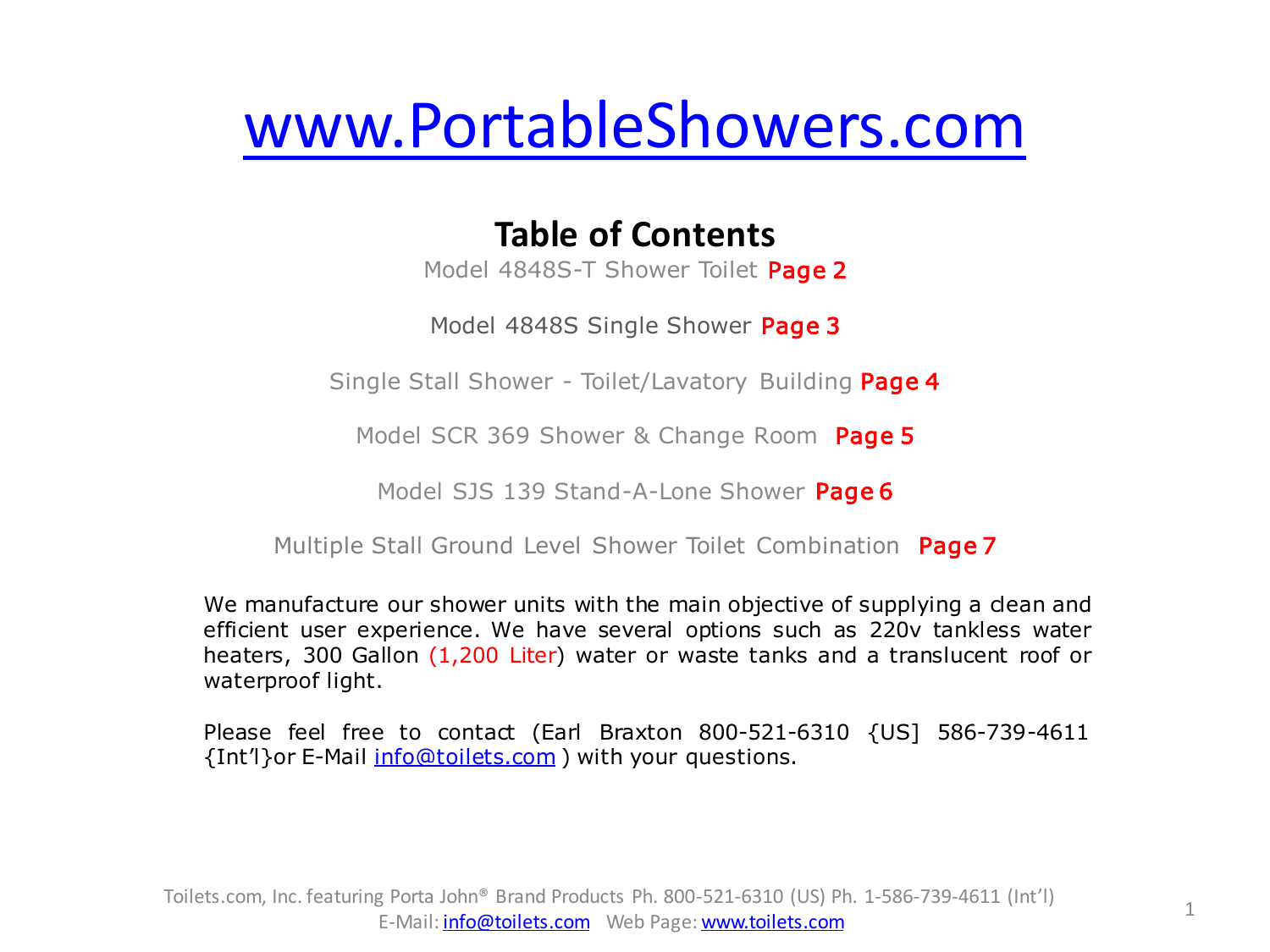# www.PortableShowers.com

## Table of Contents

Model 4848S-T Shower Toilet **Page 2**

Model 4848S Single Shower **Page 3**

Single Stall Shower - Toilet/Lavatory Building **Page 4**

Model SCR 369 Shower & Change Room **Page 5**

Model SJS 139 Stand-A-Lone Shower **Page 6**

Multiple Stall Ground Level Shower Toilet Combination **Page 7**

We manufacture our shower units with the main objective of supplying a clean and efficient user experience. We have several options such as 220v tankless water heaters, 300 Gallon (1,200 Liter) water or waste tanks and a translucent roof or waterproof light.

Please feel free to contact (Earl Braxton 800-521-6310 {US] 586-739-4611 {Int'l}or E-Mail info@toilets.com ) with your questions.

Toilets.com, Inc. featuring Porta John® Brand Products Ph. 800-521-6310 (US) Ph. 1-586-739-4611 (Int'l)
E-Mail: info@toilets.com Web Page: www.toilets.com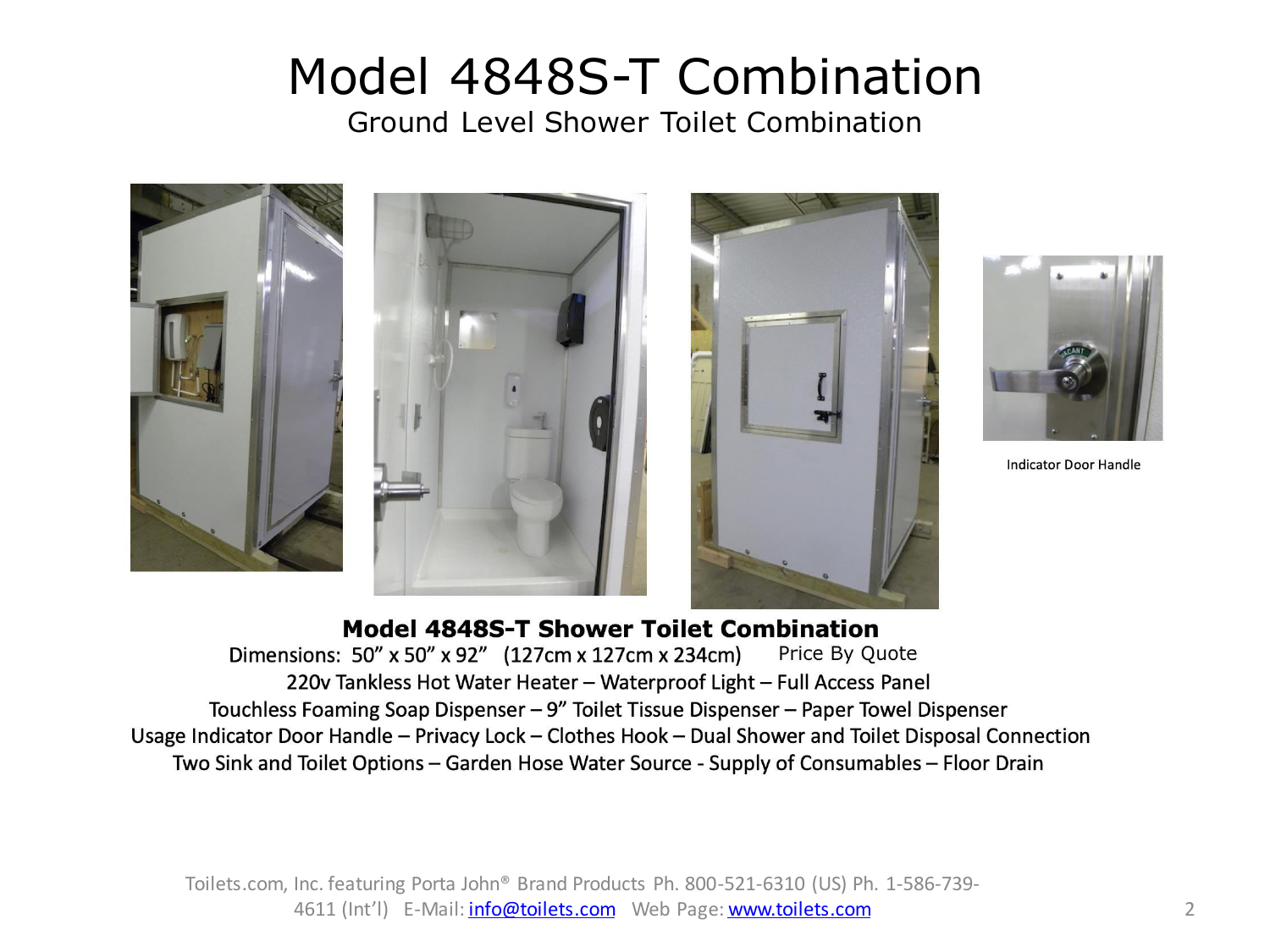# Model 4848S-T Combination

Ground Level Shower Toilet Combination

Indicator Door Handle

## **Model 4848S-T Shower Toilet Combination**

Dimensions: 50” x 50” x 92” (127cm x 127cm x 234cm) Price By Quote

220v Tankless Hot Water Heater – Waterproof Light – Full Access Panel

Touchless Foaming Soap Dispenser – 9” Toilet Tissue Dispenser – Paper Towel Dispenser

Usage Indicator Door Handle – Privacy Lock – Clothes Hook – Dual Shower and Toilet Disposal Connection

Two Sink and Toilet Options – Garden Hose Water Source - Supply of Consumables – Floor Drain

Toilets.com, Inc. featuring Porta John® Brand Products Ph. 800-521-6310 (US) Ph. 1-586-739-4611 (Int’l) E-Mail: info@toilets.com Web Page: www.toilets.com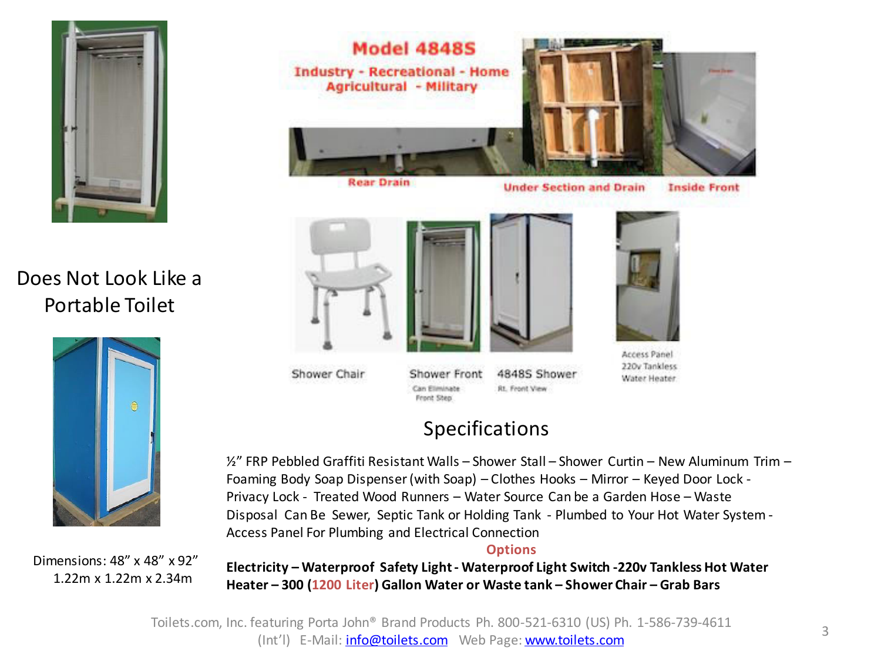# Model 4848S

Industry - Recreational - Home
Agricultural - Military

Rear Drain — Under Section and Drain — Inside Front

Shower Chair — Shower Front (Can Eliminate Front Step) — 4848S Shower (Rt. Front View) — Access Panel 220v Tankless Water Heater

Does Not Look Like a Portable Toilet

Dimensions: 48" x 48" x 92"
1.22m x 1.22m x 2.34m

## Specifications

½" FRP Pebbled Graffiti Resistant Walls – Shower Stall – Shower Curtin – New Aluminum Trim – Foaming Body Soap Dispenser (with Soap) – Clothes Hooks – Mirror – Keyed Door Lock - Privacy Lock - Treated Wood Runners – Water Source Can be a Garden Hose – Waste Disposal Can Be Sewer, Septic Tank or Holding Tank - Plumbed to Your Hot Water System - Access Panel For Plumbing and Electrical Connection

### Options

**Electricity – Waterproof Safety Light - Waterproof Light Switch -220v Tankless Hot Water Heater – 300 (1200 Liter) Gallon Water or Waste tank – Shower Chair – Grab Bars**

Toilets.com, Inc. featuring Porta John® Brand Products Ph. 800-521-6310 (US) Ph. 1-586-739-4611 (Int'l) E-Mail: info@toilets.com Web Page: www.toilets.com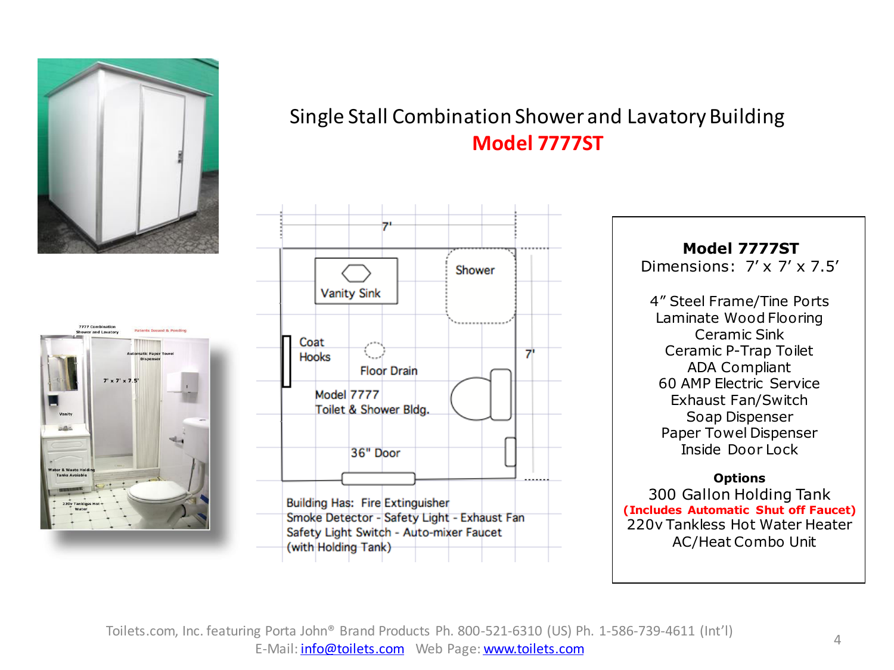# Single Stall Combination Shower and Lavatory Building

## Model 7777ST

Vanity Sink

Shower

Coat Hooks

Floor Drain

Model 7777 Toilet & Shower Bldg.

36" Door

7'

7'

Building Has: Fire Extinguisher
Smoke Detector - Safety Light - Exhaust Fan
Safety Light Switch - Auto-mixer Faucet
(with Holding Tank)

**Model 7777ST**
Dimensions: 7' x 7' x 7.5'

4" Steel Frame/Tine Ports
Laminate Wood Flooring
Ceramic Sink
Ceramic P-Trap Toilet
ADA Compliant
60 AMP Electric Service
Exhaust Fan/Switch
Soap Dispenser
Paper Towel Dispenser
Inside Door Lock

**Options**
300 Gallon Holding Tank
**(Includes Automatic Shut off Faucet)**
220v Tankless Hot Water Heater
AC/Heat Combo Unit

Toilets.com, Inc. featuring Porta John® Brand Products Ph. 800-521-6310 (US) Ph. 1-586-739-4611 (Int'l)
E-Mail: info@toilets.com Web Page: www.toilets.com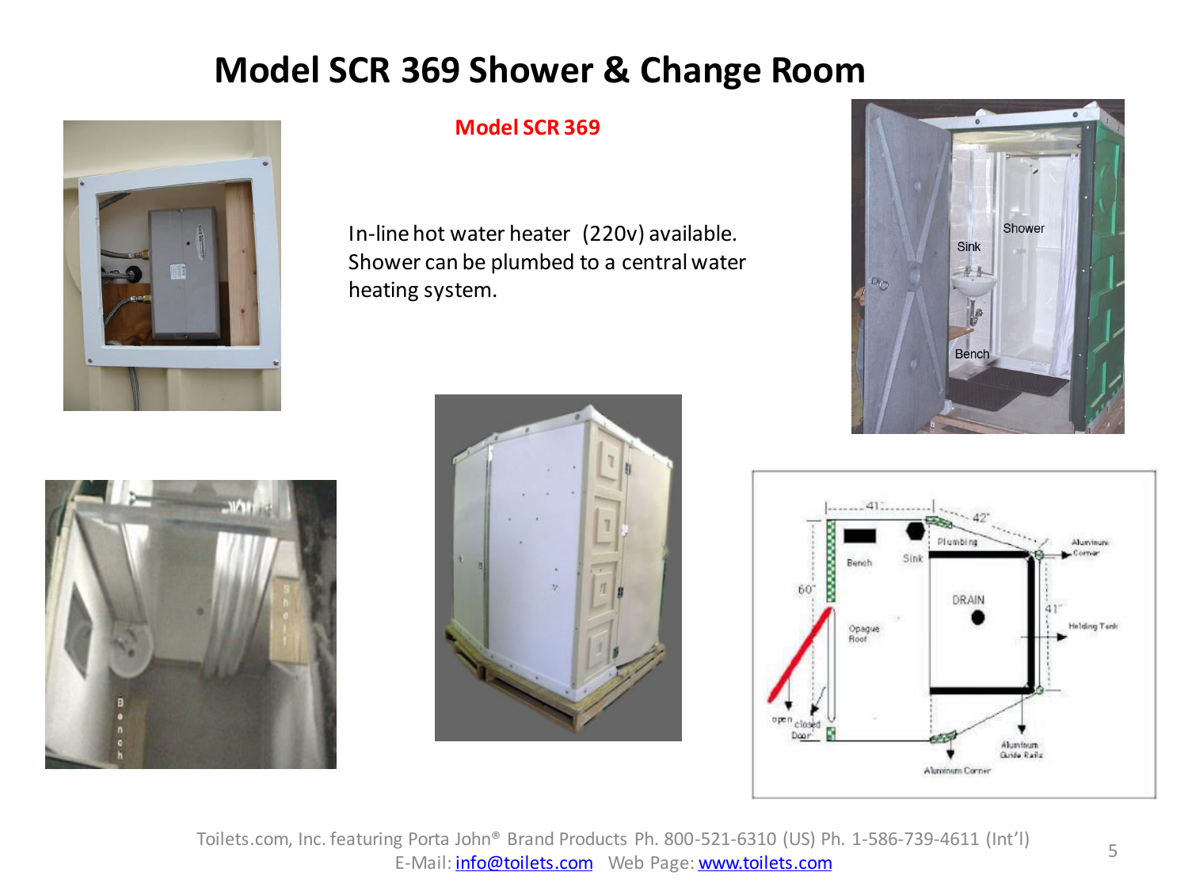# Model SCR 369 Shower & Change Room

**Model SCR 369**

In-line hot water heater (220v) available. Shower can be plumbed to a central water heating system.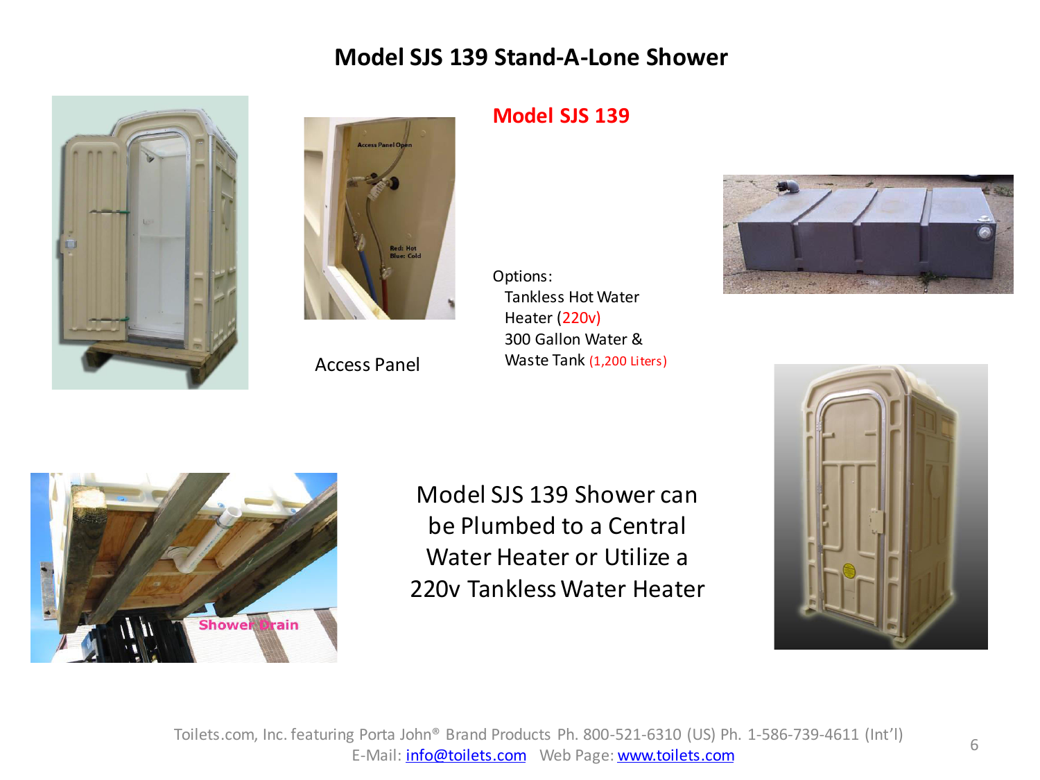# Model SJS 139 Stand-A-Lone Shower

## Model SJS 139

Access Panel

Options:

- Tankless Hot Water Heater (220v)
- 300 Gallon Water & Waste Tank (1,200 Liters)

Model SJS 139 Shower can be Plumbed to a Central Water Heater or Utilize a 220v Tankless Water Heater

Toilets.com, Inc. featuring Porta John® Brand Products Ph. 800-521-6310 (US) Ph. 1-586-739-4611 (Int'l)
E-Mail: info@toilets.com Web Page: www.toilets.com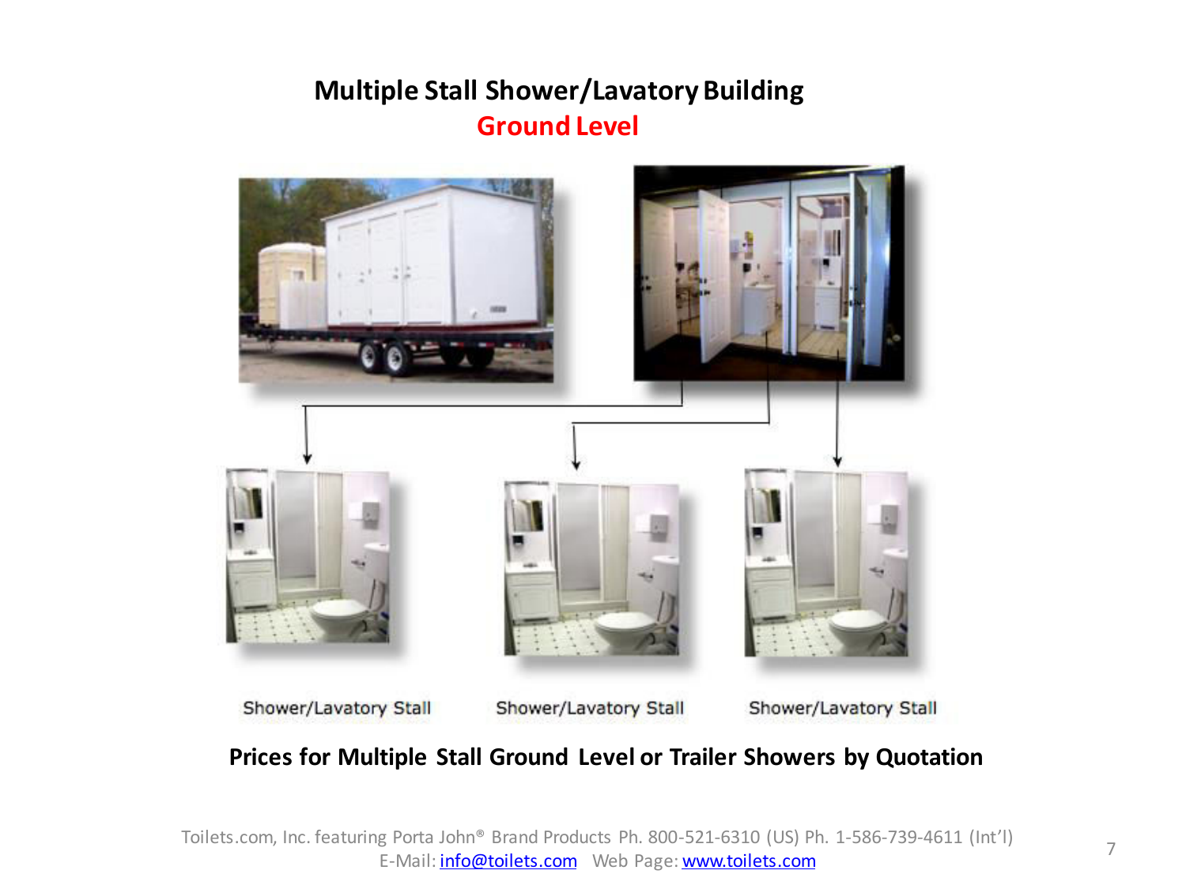## Multiple Stall Shower/Lavatory Building

**Ground Level**

Shower/Lavatory Stall

Shower/Lavatory Stall

Shower/Lavatory Stall

**Prices for Multiple Stall Ground Level or Trailer Showers by Quotation**

Toilets.com, Inc. featuring Porta John® Brand Products Ph. 800-521-6310 (US) Ph. 1-586-739-4611 (Int'l)
E-Mail: info@toilets.com Web Page: www.toilets.com